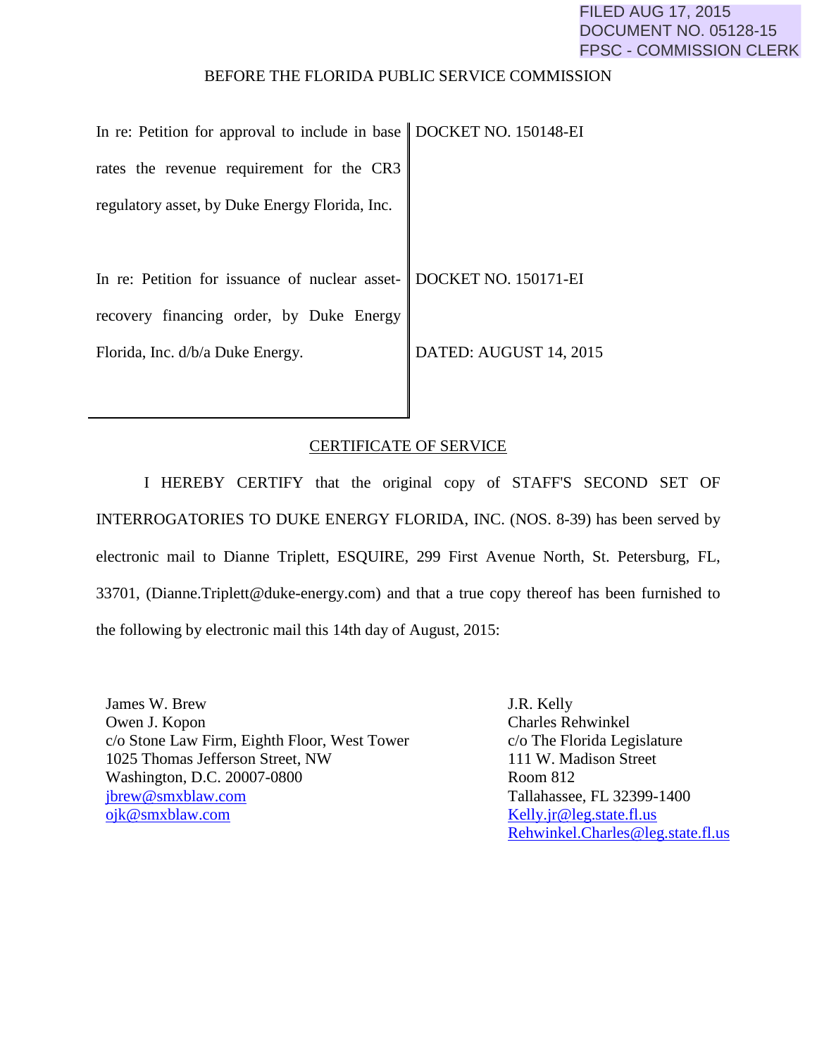FILED AUG 17, 2015
DOCUMENT NO. 05128-15
FPSC - COMMISSION CLERK

BEFORE THE FLORIDA PUBLIC SERVICE COMMISSION

| | |
|---|---|
| In re: Petition for approval to include in base rates the revenue requirement for the CR3 regulatory asset, by Duke Energy Florida, Inc. | DOCKET NO. 150148-EI |
| In re: Petition for issuance of nuclear asset-recovery financing order, by Duke Energy Florida, Inc. d/b/a Duke Energy. | DOCKET NO. 150171-EI<br><br>DATED: AUGUST 14, 2015 |

## CERTIFICATE OF SERVICE

I HEREBY CERTIFY that the original copy of STAFF'S SECOND SET OF INTERROGATORIES TO DUKE ENERGY FLORIDA, INC. (NOS. 8-39) has been served by electronic mail to Dianne Triplett, ESQUIRE, 299 First Avenue North, St. Petersburg, FL, 33701, (Dianne.Triplett@duke-energy.com) and that a true copy thereof has been furnished to the following by electronic mail this 14th day of August, 2015:

James W. Brew
Owen J. Kopon
c/o Stone Law Firm, Eighth Floor, West Tower
1025 Thomas Jefferson Street, NW
Washington, D.C. 20007-0800
jbrew@smxblaw.com
ojk@smxblaw.com

J.R. Kelly
Charles Rehwinkel
c/o The Florida Legislature
111 W. Madison Street
Room 812
Tallahassee, FL 32399-1400
Kelly.jr@leg.state.fl.us
Rehwinkel.Charles@leg.state.fl.us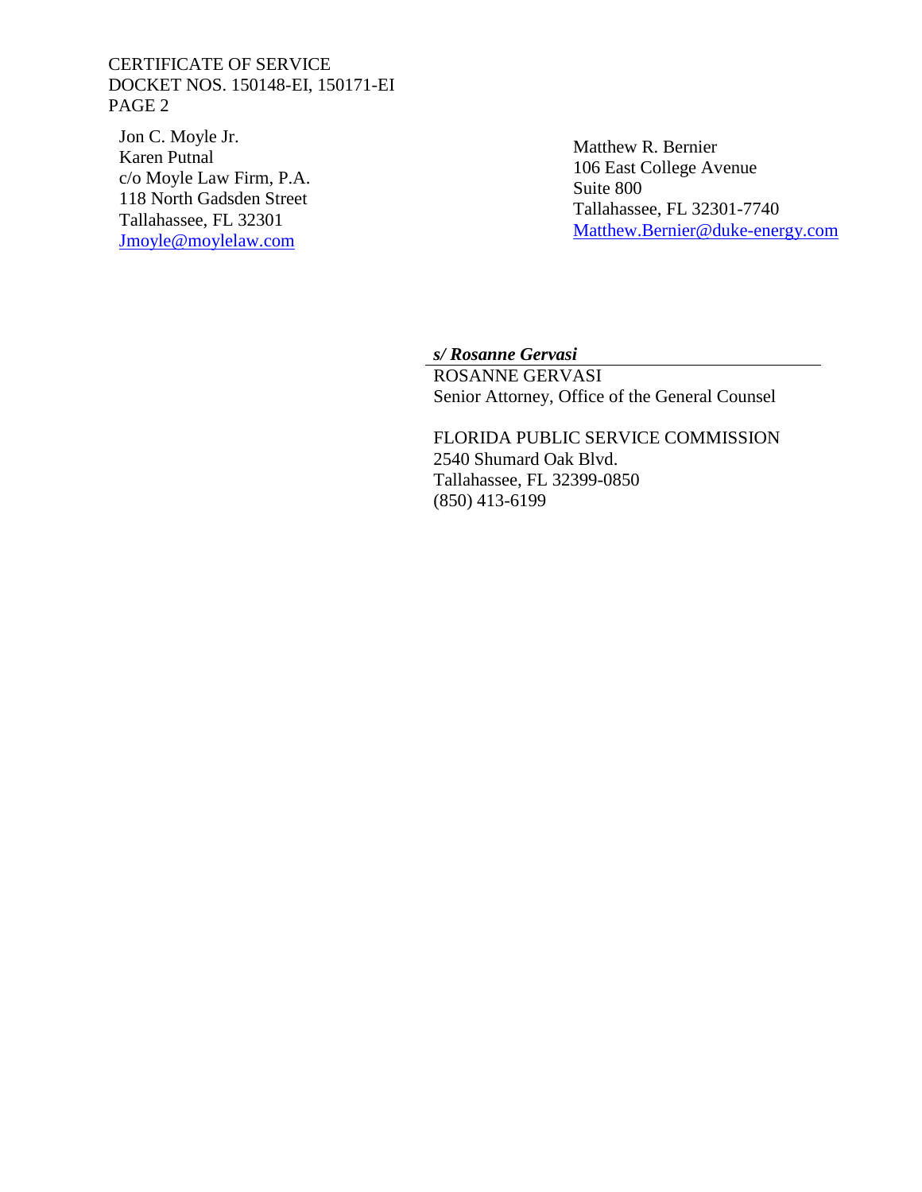Jon C. Moyle Jr.
Karen Putnal
c/o Moyle Law Firm, P.A.
118 North Gadsden Street
Tallahassee, FL 32301
Jmoyle@moylelaw.com

Matthew R. Bernier
106 East College Avenue
Suite 800
Tallahassee, FL 32301-7740
Matthew.Bernier@duke-energy.com

***s/ Rosanne Gervasi***
ROSANNE GERVASI
Senior Attorney, Office of the General Counsel

FLORIDA PUBLIC SERVICE COMMISSION
2540 Shumard Oak Blvd.
Tallahassee, FL 32399-0850
(850) 413-6199